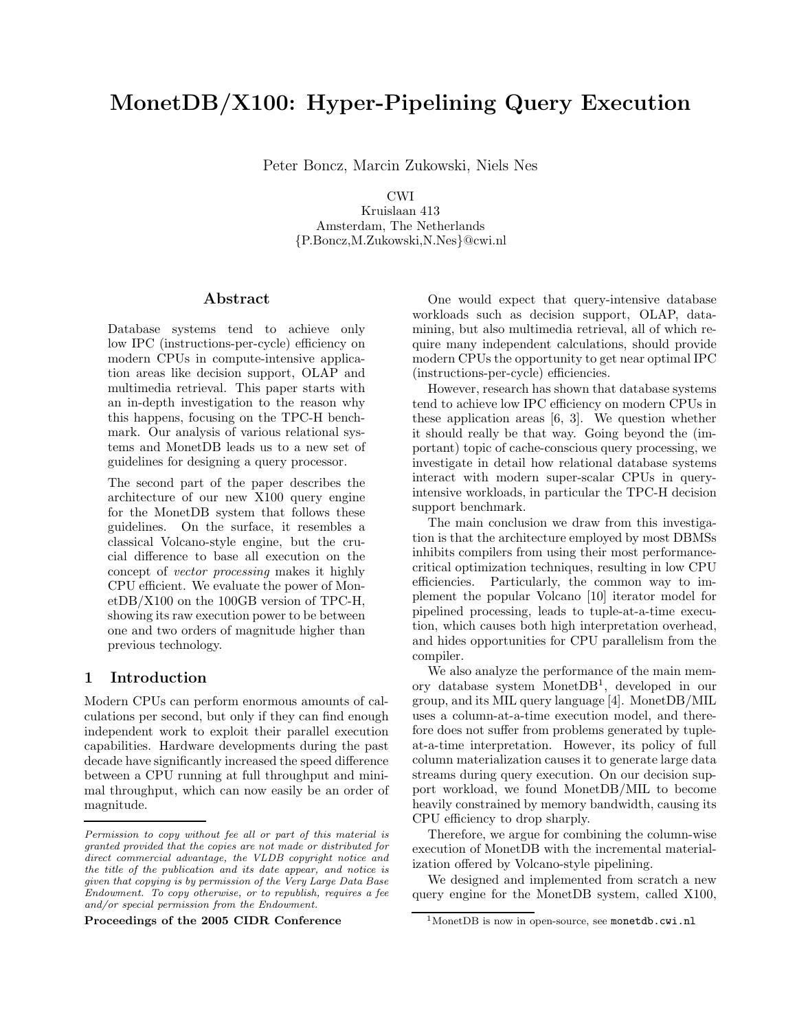# MonetDB/X100: Hyper-Pipelining Query Execution

Peter Boncz, Marcin Zukowski, Niels Nes

CWI
Kruislaan 413
Amsterdam, The Netherlands
{P.Boncz,M.Zukowski,N.Nes}@cwi.nl

## Abstract

Database systems tend to achieve only low IPC (instructions-per-cycle) efficiency on modern CPUs in compute-intensive application areas like decision support, OLAP and multimedia retrieval. This paper starts with an in-depth investigation to the reason why this happens, focusing on the TPC-H benchmark. Our analysis of various relational systems and MonetDB leads us to a new set of guidelines for designing a query processor.

The second part of the paper describes the architecture of our new X100 query engine for the MonetDB system that follows these guidelines. On the surface, it resembles a classical Volcano-style engine, but the crucial difference to base all execution on the concept of *vector processing* makes it highly CPU efficient. We evaluate the power of MonetDB/X100 on the 100GB version of TPC-H, showing its raw execution power to be between one and two orders of magnitude higher than previous technology.

## 1 Introduction

Modern CPUs can perform enormous amounts of calculations per second, but only if they can find enough independent work to exploit their parallel execution capabilities. Hardware developments during the past decade have significantly increased the speed difference between a CPU running at full throughput and minimal throughput, which can now easily be an order of magnitude.

*Permission to copy without fee all or part of this material is granted provided that the copies are not made or distributed for direct commercial advantage, the VLDB copyright notice and the title of the publication and its date appear, and notice is given that copying is by permission of the Very Large Data Base Endowment. To copy otherwise, or to republish, requires a fee and/or special permission from the Endowment.*

**Proceedings of the 2005 CIDR Conference**

One would expect that query-intensive database workloads such as decision support, OLAP, datamining, but also multimedia retrieval, all of which require many independent calculations, should provide modern CPUs the opportunity to get near optimal IPC (instructions-per-cycle) efficiencies.

However, research has shown that database systems tend to achieve low IPC efficiency on modern CPUs in these application areas [6, 3]. We question whether it should really be that way. Going beyond the (important) topic of cache-conscious query processing, we investigate in detail how relational database systems interact with modern super-scalar CPUs in query-intensive workloads, in particular the TPC-H decision support benchmark.

The main conclusion we draw from this investigation is that the architecture employed by most DBMSs inhibits compilers from using their most performance-critical optimization techniques, resulting in low CPU efficiencies. Particularly, the common way to implement the popular Volcano [10] iterator model for pipelined processing, leads to tuple-at-a-time execution, which causes both high interpretation overhead, and hides opportunities for CPU parallelism from the compiler.

We also analyze the performance of the main memory database system MonetDB[1], developed in our group, and its MIL query language [4]. MonetDB/MIL uses a column-at-a-time execution model, and therefore does not suffer from problems generated by tuple-at-a-time interpretation. However, its policy of full column materialization causes it to generate large data streams during query execution. On our decision support workload, we found MonetDB/MIL to become heavily constrained by memory bandwidth, causing its CPU efficiency to drop sharply.

Therefore, we argue for combining the column-wise execution of MonetDB with the incremental materialization offered by Volcano-style pipelining.

We designed and implemented from scratch a new query engine for the MonetDB system, called X100,

[1] MonetDB is now in open-source, see `monetdb.cwi.nl`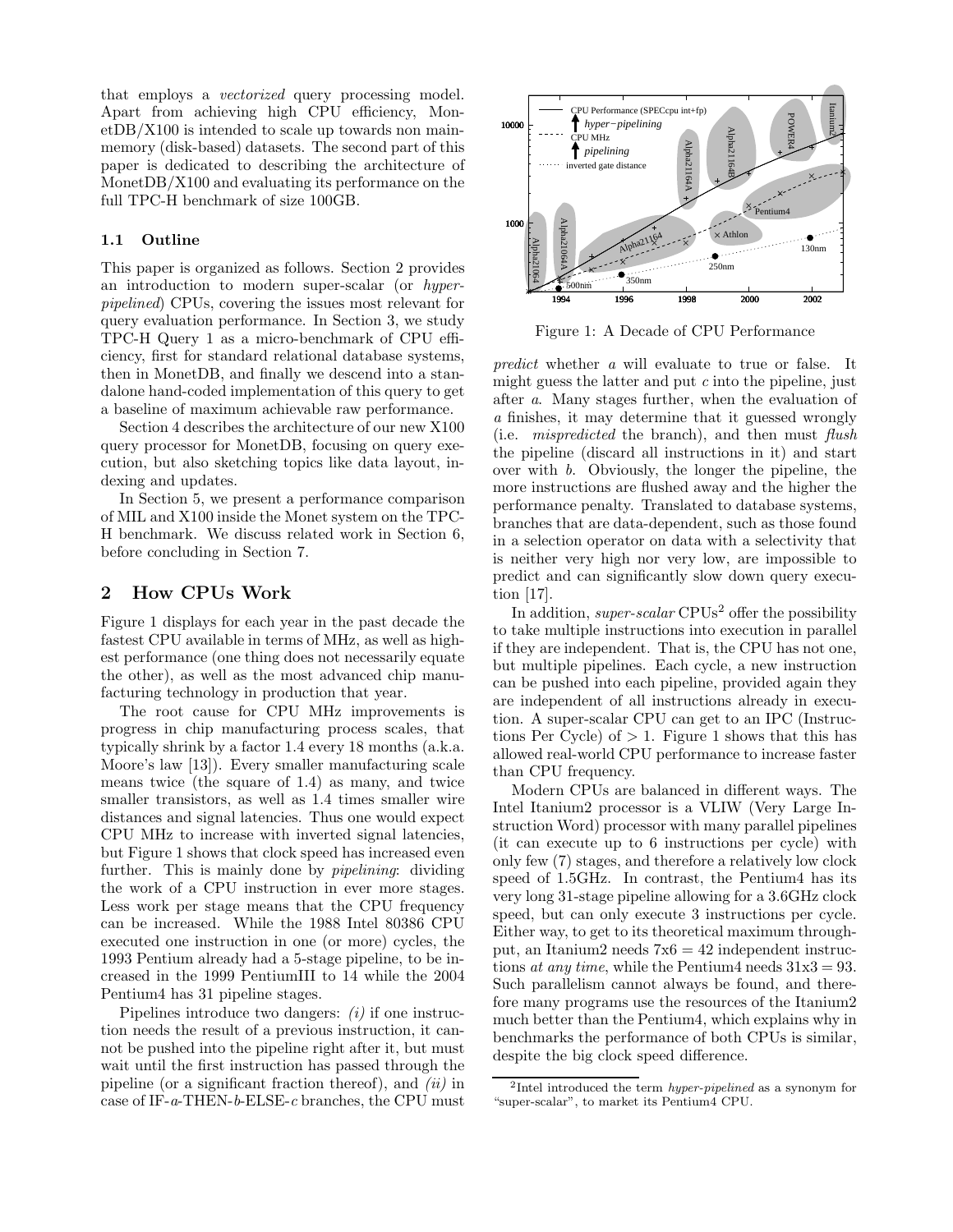that employs a *vectorized* query processing model. Apart from achieving high CPU efficiency, MonetDB/X100 is intended to scale up towards non main-memory (disk-based) datasets. The second part of this paper is dedicated to describing the architecture of MonetDB/X100 and evaluating its performance on the full TPC-H benchmark of size 100GB.

### 1.1 Outline

This paper is organized as follows. Section 2 provides an introduction to modern super-scalar (or *hyper-pipelined*) CPUs, covering the issues most relevant for query evaluation performance. In Section 3, we study TPC-H Query 1 as a micro-benchmark of CPU efficiency, first for standard relational database systems, then in MonetDB, and finally we descend into a standalone hand-coded implementation of this query to get a baseline of maximum achievable raw performance.

Section 4 describes the architecture of our new X100 query processor for MonetDB, focusing on query execution, but also sketching topics like data layout, indexing and updates.

In Section 5, we present a performance comparison of MIL and X100 inside the Monet system on the TPC-H benchmark. We discuss related work in Section 6, before concluding in Section 7.

## 2 How CPUs Work

Figure 1 displays for each year in the past decade the fastest CPU available in terms of MHz, as well as highest performance (one thing does not necessarily equate the other), as well as the most advanced chip manufacturing technology in production that year.

The root cause for CPU MHz improvements is progress in chip manufacturing process scales, that typically shrink by a factor 1.4 every 18 months (a.k.a. Moore's law [13]). Every smaller manufacturing scale means twice (the square of 1.4) as many, and twice smaller transistors, as well as 1.4 times smaller wire distances and signal latencies. Thus one would expect CPU MHz to increase with inverted signal latencies, but Figure 1 shows that clock speed has increased even further. This is mainly done by *pipelining*: dividing the work of a CPU instruction in ever more stages. Less work per stage means that the CPU frequency can be increased. While the 1988 Intel 80386 CPU executed one instruction in one (or more) cycles, the 1993 Pentium already had a 5-stage pipeline, to be increased in the 1999 PentiumIII to 14 while the 2004 Pentium4 has 31 pipeline stages.

Pipelines introduce two dangers: *(i)* if one instruction needs the result of a previous instruction, it cannot be pushed into the pipeline right after it, but must wait until the first instruction has passed through the pipeline (or a significant fraction thereof), and *(ii)* in case of IF-*a*-THEN-*b*-ELSE-*c* branches, the CPU must *predict* whether *a* will evaluate to true or false. It might guess the latter and put *c* into the pipeline, just after *a*. Many stages further, when the evaluation of *a* finishes, it may determine that it guessed wrongly (i.e. *mispredicted* the branch), and then must *flush* the pipeline (discard all instructions in it) and start over with *b*. Obviously, the longer the pipeline, the more instructions are flushed away and the higher the performance penalty. Translated to database systems, branches that are data-dependent, such as those found in a selection operator on data with a selectivity that is neither very high nor very low, are impossible to predict and can significantly slow down query execution [17].

Figure 1: A Decade of CPU Performance

In addition, *super-scalar* CPUs[2] offer the possibility to take multiple instructions into execution in parallel if they are independent. That is, the CPU has not one, but multiple pipelines. Each cycle, a new instruction can be pushed into each pipeline, provided again they are independent of all instructions already in execution. A super-scalar CPU can get to an IPC (Instructions Per Cycle) of $> 1$. Figure 1 shows that this has allowed real-world CPU performance to increase faster than CPU frequency.

Modern CPUs are balanced in different ways. The Intel Itanium2 processor is a VLIW (Very Large Instruction Word) processor with many parallel pipelines (it can execute up to 6 instructions per cycle) with only few (7) stages, and therefore a relatively low clock speed of 1.5GHz. In contrast, the Pentium4 has its very long 31-stage pipeline allowing for a 3.6GHz clock speed, but can only execute 3 instructions per cycle. Either way, to get to its theoretical maximum throughput, an Itanium2 needs $7 \times 6 = 42$ independent instructions *at any time*, while the Pentium4 needs $31 \times 3 = 93$. Such parallelism cannot always be found, and therefore many programs use the resources of the Itanium2 much better than the Pentium4, which explains why in benchmarks the performance of both CPUs is similar, despite the big clock speed difference.

[2] Intel introduced the term *hyper-pipelined* as a synonym for "super-scalar", to market its Pentium4 CPU.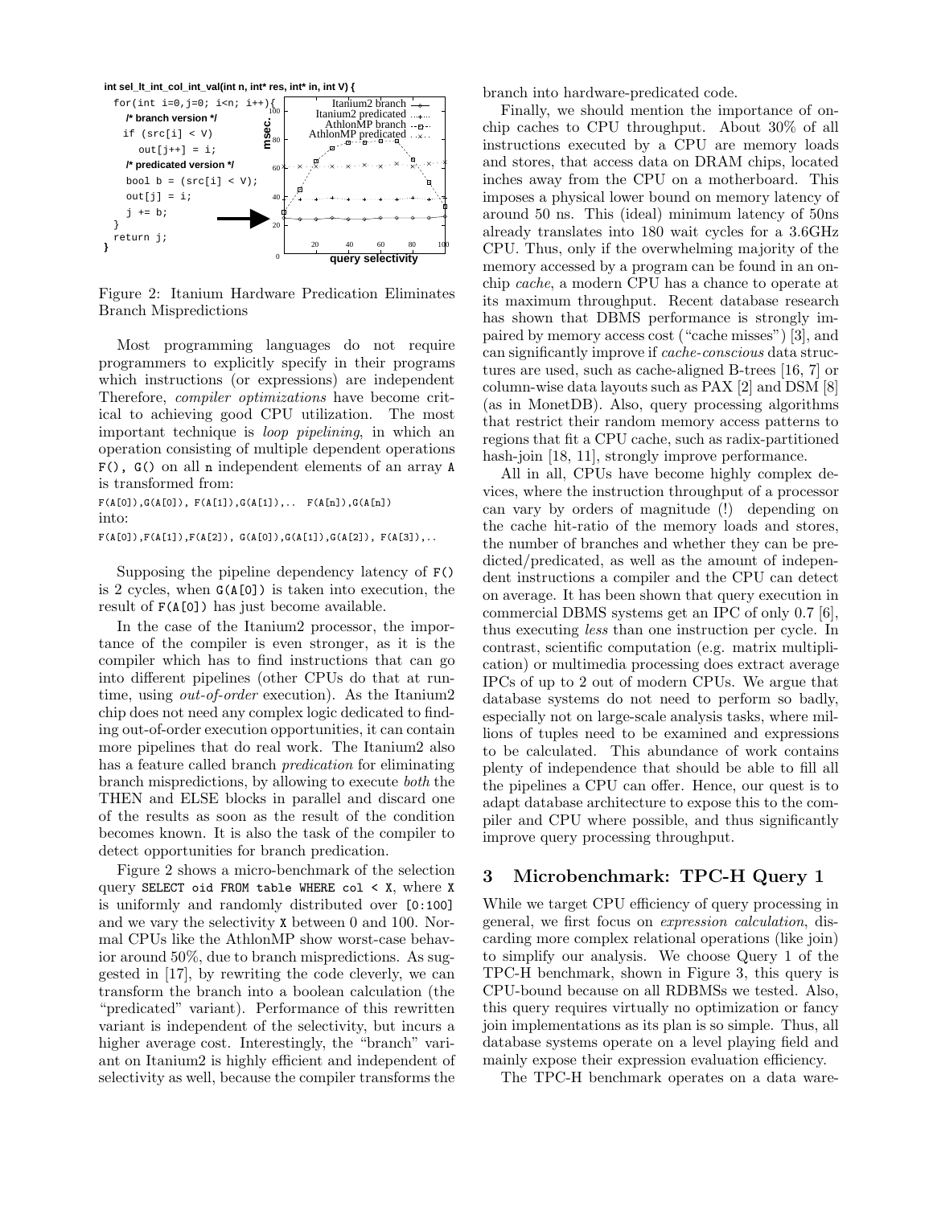```
int sel_lt_int_col_int_val(int n, int* res, int* in, int V) {
  for(int i=0,j=0; i<n; i++){
    /* branch version */
    if (src[i] < V)
      out[j++] = i;
    /* predicated version */
    bool b = (src[i] < V);
    out[j] = i;
    j += b;
  }
  return j;
}
```

Figure 2: Itanium Hardware Predication Eliminates Branch Mispredictions

Most programming languages do not require programmers to explicitly specify in their programs which instructions (or expressions) are independent Therefore, *compiler optimizations* have become critical to achieving good CPU utilization. The most important technique is *loop pipelining*, in which an operation consisting of multiple dependent operations `F(), G()` on all `n` independent elements of an array `A` is transformed from:

`F(A[0]),G(A[0]), F(A[1]),G(A[1]),.. F(A[n]),G(A[n])`

into:

`F(A[0]),F(A[1]),F(A[2]), G(A[0]),G(A[1]),G(A[2]), F(A[3]),..`

Supposing the pipeline dependency latency of `F()` is 2 cycles, when `G(A[0])` is taken into execution, the result of `F(A[0])` has just become available.

In the case of the Itanium2 processor, the importance of the compiler is even stronger, as it is the compiler which has to find instructions that can go into different pipelines (other CPUs do that at runtime, using *out-of-order* execution). As the Itanium2 chip does not need any complex logic dedicated to finding out-of-order execution opportunities, it can contain more pipelines that do real work. The Itanium2 also has a feature called branch *predication* for eliminating branch mispredictions, by allowing to execute *both* the THEN and ELSE blocks in parallel and discard one of the results as soon as the result of the condition becomes known. It is also the task of the compiler to detect opportunities for branch predication.

Figure 2 shows a micro-benchmark of the selection query `SELECT oid FROM table WHERE col < X`, where `X` is uniformly and randomly distributed over `[0:100]` and we vary the selectivity `X` between 0 and 100. Normal CPUs like the AthlonMP show worst-case behavior around 50%, due to branch mispredictions. As suggested in [17], by rewriting the code cleverly, we can transform the branch into a boolean calculation (the "predicated" variant). Performance of this rewritten variant is independent of the selectivity, but incurs a higher average cost. Interestingly, the "branch" variant on Itanium2 is highly efficient and independent of selectivity as well, because the compiler transforms the branch into hardware-predicated code.

Finally, we should mention the importance of on-chip caches to CPU throughput. About 30% of all instructions executed by a CPU are memory loads and stores, that access data on DRAM chips, located inches away from the CPU on a motherboard. This imposes a physical lower bound on memory latency of around 50 ns. This (ideal) minimum latency of 50ns already translates into 180 wait cycles for a 3.6GHz CPU. Thus, only if the overwhelming majority of the memory accessed by a program can be found in an on-chip *cache*, a modern CPU has a chance to operate at its maximum throughput. Recent database research has shown that DBMS performance is strongly impaired by memory access cost ("cache misses") [3], and can significantly improve if *cache-conscious* data structures are used, such as cache-aligned B-trees [16, 7] or column-wise data layouts such as PAX [2] and DSM [8] (as in MonetDB). Also, query processing algorithms that restrict their random memory access patterns to regions that fit a CPU cache, such as radix-partitioned hash-join [18, 11], strongly improve performance.

All in all, CPUs have become highly complex devices, where the instruction throughput of a processor can vary by orders of magnitude (!) depending on the cache hit-ratio of the memory loads and stores, the number of branches and whether they can be predicted/predicated, as well as the amount of independent instructions a compiler and the CPU can detect on average. It has been shown that query execution in commercial DBMS systems get an IPC of only 0.7 [6], thus executing *less* than one instruction per cycle. In contrast, scientific computation (e.g. matrix multiplication) or multimedia processing does extract average IPCs of up to 2 out of modern CPUs. We argue that database systems do not need to perform so badly, especially not on large-scale analysis tasks, where millions of tuples need to be examined and expressions to be calculated. This abundance of work contains plenty of independence that should be able to fill all the pipelines a CPU can offer. Hence, our quest is to adapt database architecture to expose this to the compiler and CPU where possible, and thus significantly improve query processing throughput.

## 3 Microbenchmark: TPC-H Query 1

While we target CPU efficiency of query processing in general, we first focus on *expression calculation*, discarding more complex relational operations (like join) to simplify our analysis. We choose Query 1 of the TPC-H benchmark, shown in Figure 3, this query is CPU-bound because on all RDBMSs we tested. Also, this query requires virtually no optimization or fancy join implementations as its plan is so simple. Thus, all database systems operate on a level playing field and mainly expose their expression evaluation efficiency.

The TPC-H benchmark operates on a data ware-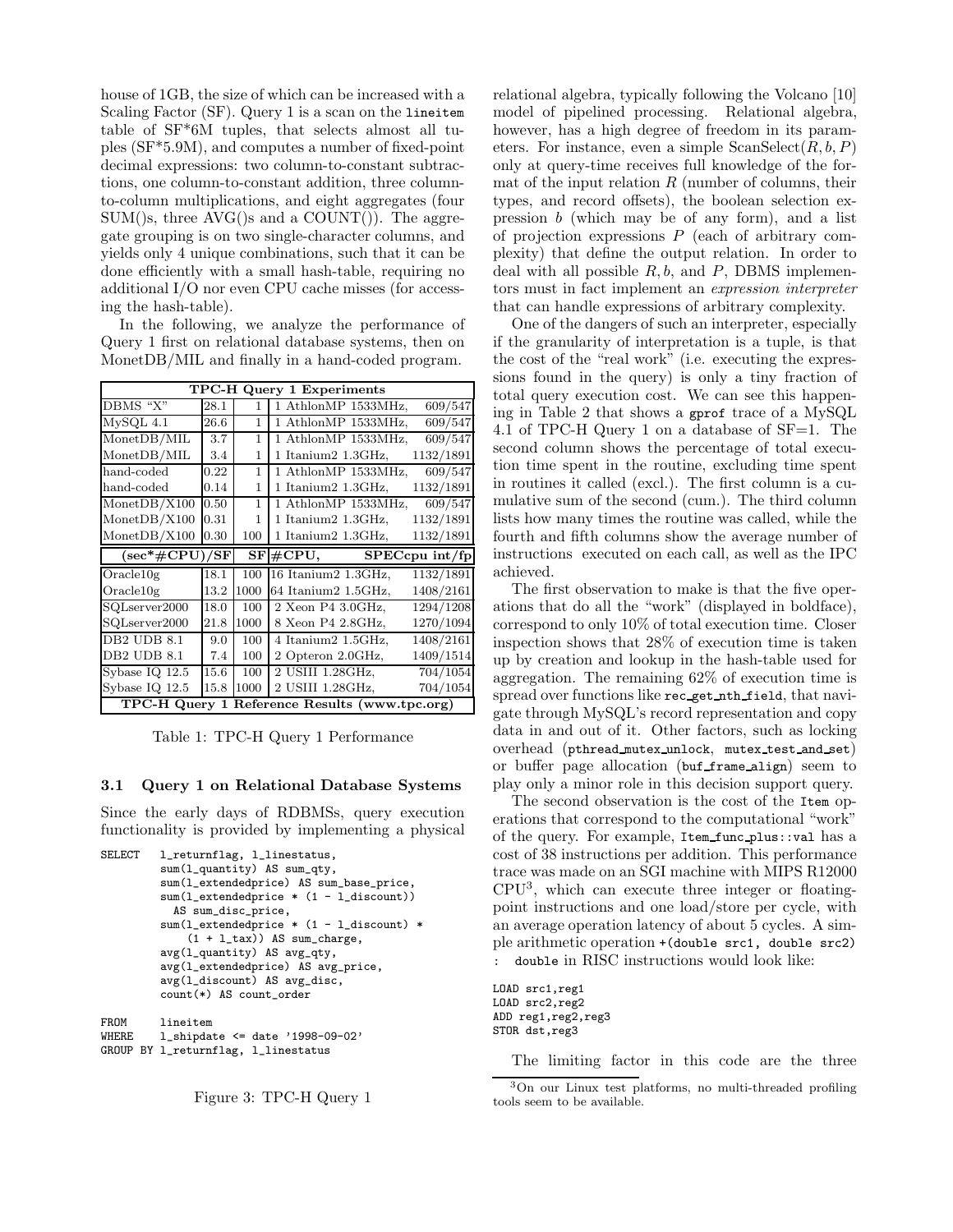house of 1GB, the size of which can be increased with a Scaling Factor (SF). Query 1 is a scan on the `lineitem` table of SF*6M tuples, that selects almost all tuples (SF*5.9M), and computes a number of fixed-point decimal expressions: two column-to-constant subtractions, one column-to-constant addition, three column-to-column multiplications, and eight aggregates (four SUM()s, three AVG()s and a COUNT()). The aggregate grouping is on two single-character columns, and yields only 4 unique combinations, such that it can be done efficiently with a small hash-table, requiring no additional I/O nor even CPU cache misses (for accessing the hash-table).

In the following, we analyze the performance of Query 1 first on relational database systems, then on MonetDB/MIL and finally in a hand-coded program.

| **TPC-H Query 1 Experiments** | | | | |
|---|---|---|---|---|
| DBMS "X" | 28.1 | 1 | 1 AthlonMP 1533MHz, | 609/547 |
| MySQL 4.1 | 26.6 | 1 | 1 AthlonMP 1533MHz, | 609/547 |
| MonetDB/MIL | 3.7 | 1 | 1 AthlonMP 1533MHz, | 609/547 |
| MonetDB/MIL | 3.4 | 1 | 1 Itanium2 1.3GHz, | 1132/1891 |
| hand-coded | 0.22 | 1 | 1 AthlonMP 1533MHz, | 609/547 |
| hand-coded | 0.14 | 1 | 1 Itanium2 1.3GHz, | 1132/1891 |
| MonetDB/X100 | 0.50 | 1 | 1 AthlonMP 1533MHz, | 609/547 |
| MonetDB/X100 | 0.31 | 1 | 1 Itanium2 1.3GHz, | 1132/1891 |
| MonetDB/X100 | 0.30 | 100 | 1 Itanium2 1.3GHz, | 1132/1891 |
| **(sec*#CPU)/SF** | | **SF** | **#CPU,** | **SPECcpu int/fp** |
| Oracle10g | 18.1 | 100 | 16 Itanium2 1.3GHz, | 1132/1891 |
| Oracle10g | 13.2 | 1000 | 64 Itanium2 1.5GHz, | 1408/2161 |
| SQLserver2000 | 18.0 | 100 | 2 Xeon P4 3.0GHz, | 1294/1208 |
| SQLserver2000 | 21.8 | 1000 | 8 Xeon P4 2.8GHz, | 1270/1094 |
| DB2 UDB 8.1 | 9.0 | 100 | 4 Itanium2 1.5GHz, | 1408/2161 |
| DB2 UDB 8.1 | 7.4 | 100 | 2 Opteron 2.0GHz, | 1409/1514 |
| Sybase IQ 12.5 | 15.6 | 100 | 2 USIII 1.28GHz, | 704/1054 |
| Sybase IQ 12.5 | 15.8 | 1000 | 2 USIII 1.28GHz, | 704/1054 |
| **TPC-H Query 1 Reference Results (www.tpc.org)** | | | | |

Table 1: TPC-H Query 1 Performance

### 3.1 Query 1 on Relational Database Systems

Since the early days of RDBMSs, query execution functionality is provided by implementing a physical relational algebra, typically following the Volcano [10] model of pipelined processing. Relational algebra, however, has a high degree of freedom in its parameters. For instance, even a simple ScanSelect$(R, b, P)$ only at query-time receives full knowledge of the format of the input relation $R$ (number of columns, their types, and record offsets), the boolean selection expression $b$ (which may be of any form), and a list of projection expressions $P$ (each of arbitrary complexity) that define the output relation. In order to deal with all possible $R, b$, and $P$, DBMS implementors must in fact implement an *expression interpreter* that can handle expressions of arbitrary complexity.

```
SELECT   l_returnflag, l_linestatus,
         sum(l_quantity) AS sum_qty,
         sum(l_extendedprice) AS sum_base_price,
         sum(l_extendedprice * (1 - l_discount))
           AS sum_disc_price,
         sum(l_extendedprice * (1 - l_discount) *
             (1 + l_tax)) AS sum_charge,
         avg(l_quantity) AS avg_qty,
         avg(l_extendedprice) AS avg_price,
         avg(l_discount) AS avg_disc,
         count(*) AS count_order
FROM     lineitem
WHERE    l_shipdate <= date '1998-09-02'
GROUP BY l_returnflag, l_linestatus
```

Figure 3: TPC-H Query 1

One of the dangers of such an interpreter, especially if the granularity of interpretation is a tuple, is that the cost of the "real work" (i.e. executing the expressions found in the query) is only a tiny fraction of total query execution cost. We can see this happening in Table 2 that shows a `gprof` trace of a MySQL 4.1 of TPC-H Query 1 on a database of SF=1. The second column shows the percentage of total execution time spent in the routine, excluding time spent in routines it called (excl.). The first column is a cumulative sum of the second (cum.). The third column lists how many times the routine was called, while the fourth and fifth columns show the average number of instructions executed on each call, as well as the IPC achieved.

The first observation to make is that the five operations that do all the "work" (displayed in boldface), correspond to only 10% of total execution time. Closer inspection shows that 28% of execution time is taken up by creation and lookup in the hash-table used for aggregation. The remaining 62% of execution time is spread over functions like `rec_get_nth_field`, that navigate through MySQL's record representation and copy data in and out of it. Other factors, such as locking overhead (`pthread_mutex_unlock`, `mutex_test_and_set`) or buffer page allocation (`buf_frame_align`) seem to play only a minor role in this decision support query.

The second observation is the cost of the `Item` operations that correspond to the computational "work" of the query. For example, `Item_func_plus::val` has a cost of 38 instructions per addition. This performance trace was made on an SGI machine with MIPS R12000 CPU[3], which can execute three integer or floating-point instructions and one load/store per cycle, with an average operation latency of about 5 cycles. A simple arithmetic operation `+(double src1, double src2) : double` in RISC instructions would look like:

```
LOAD src1,reg1
LOAD src2,reg2
ADD reg1,reg2,reg3
STOR dst,reg3
```

The limiting factor in this code are the three

[3] On our Linux test platforms, no multi-threaded profiling tools seem to be available.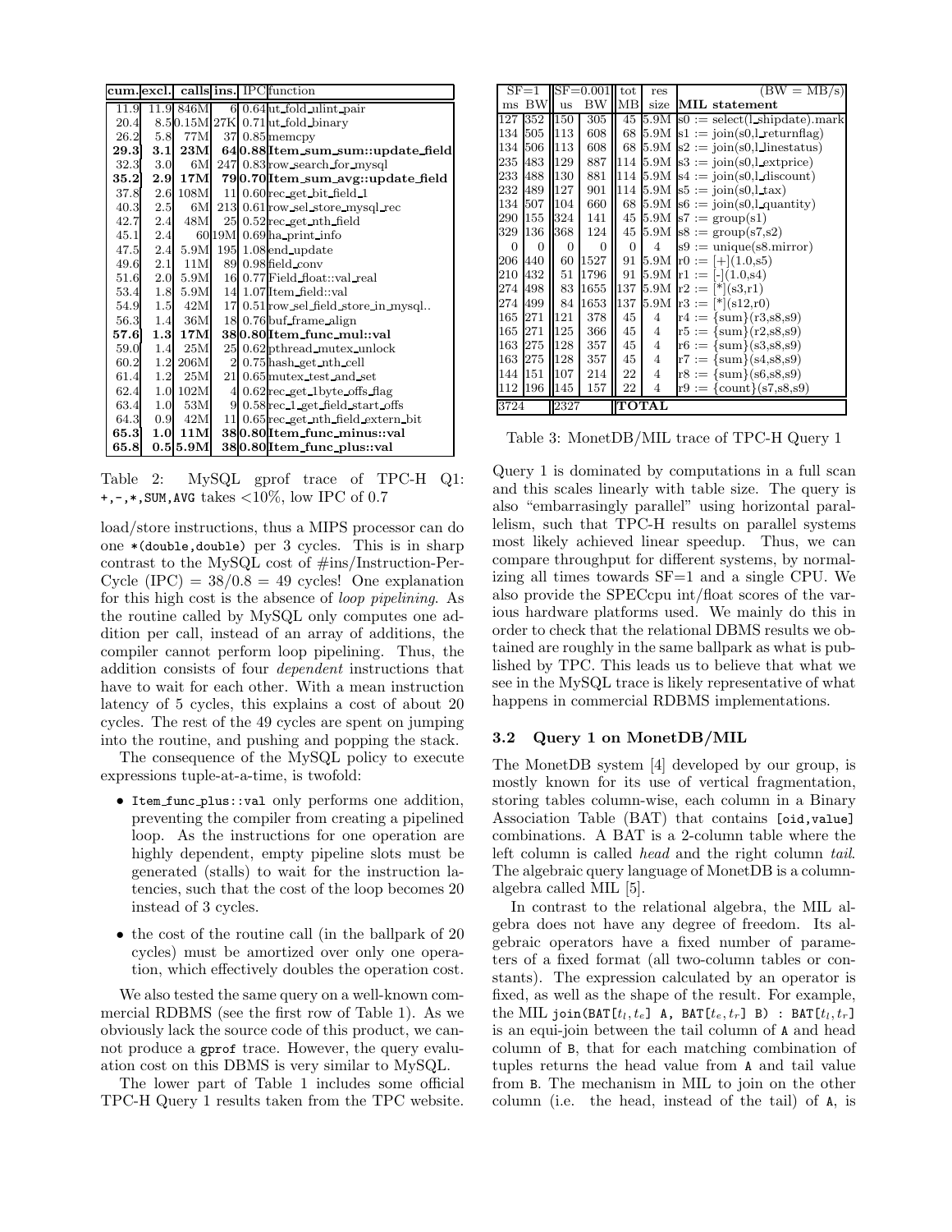| cum. | excl. | calls | ins. | IPC | function |
|---|---|---|---|---|---|
| 11.9 | 11.9 | 846M | 6 | 0.64 | ut_fold_ulint_pair |
| 20.4 | 8.5 | 0.15M | 27K | 0.71 | ut_fold_binary |
| 26.2 | 5.8 | 77M | 37 | 0.85 | memcpy |
| **29.3** | **3.1** | **23M** | **64** | **0.88** | **Item_sum_sum::update_field** |
| 32.3 | 3.0 | 6M | 247 | 0.83 | row_search_for_mysql |
| **35.2** | **2.9** | **17M** | **79** | **0.70** | **Item_sum_avg::update_field** |
| 37.8 | 2.6 | 108M | 11 | 0.60 | rec_get_bit_field_1 |
| 40.3 | 2.5 | 6M | 213 | 0.61 | row_sel_store_mysql_rec |
| 42.7 | 2.4 | 48M | 25 | 0.52 | rec_get_nth_field |
| 45.1 | 2.4 | 60 | 19M | 0.69 | ha_print_info |
| 47.5 | 2.4 | 5.9M | 195 | 1.08 | end_update |
| 49.6 | 2.1 | 11M | 89 | 0.98 | field_conv |
| 51.6 | 2.0 | 5.9M | 16 | 0.77 | Field_float::val_real |
| 53.4 | 1.8 | 5.9M | 14 | 1.07 | Item_field::val |
| 54.9 | 1.5 | 42M | 17 | 0.51 | row_sel_field_store_in_mysql.. |
| 56.3 | 1.4 | 36M | 18 | 0.76 | buf_frame_align |
| **57.6** | **1.3** | **17M** | **38** | **0.80** | **Item_func_mul::val** |
| 59.0 | 1.4 | 25M | 25 | 0.62 | pthread_mutex_unlock |
| 60.2 | 1.2 | 206M | 2 | 0.75 | hash_get_nth_cell |
| 61.4 | 1.2 | 25M | 21 | 0.65 | mutex_test_and_set |
| 62.4 | 1.0 | 102M | 4 | 0.62 | rec_get_1byte_offs_flag |
| 63.4 | 1.0 | 53M | 9 | 0.58 | rec_1_get_field_start_offs |
| 64.3 | 0.9 | 42M | 11 | 0.65 | rec_get_nth_field_extern_bit |
| **65.3** | **1.0** | **11M** | **38** | **0.80** | **Item_func_minus::val** |
| **65.8** | **0.5** | **5.9M** | **38** | **0.80** | **Item_func_plus::val** |

Table 2: MySQL gprof trace of TPC-H Q1: `+,-,*,SUM,AVG` takes <10%, low IPC of 0.7

load/store instructions, thus a MIPS processor can do one `*(double,double)` per 3 cycles. This is in sharp contrast to the MySQL cost of #ins/Instruction-Per-Cycle (IPC) = 38/0.8 = 49 cycles! One explanation for this high cost is the absence of *loop pipelining*. As the routine called by MySQL only computes one addition per call, instead of an array of additions, the compiler cannot perform loop pipelining. Thus, the addition consists of four *dependent* instructions that have to wait for each other. With a mean instruction latency of 5 cycles, this explains a cost of about 20 cycles. The rest of the 49 cycles are spent on jumping into the routine, and pushing and popping the stack.

The consequence of the MySQL policy to execute expressions tuple-at-a-time, is twofold:

- `Item_func_plus::val` only performs one addition, preventing the compiler from creating a pipelined loop. As the instructions for one operation are highly dependent, empty pipeline slots must be generated (stalls) to wait for the instruction latencies, such that the cost of the loop becomes 20 instead of 3 cycles.
- the cost of the routine call (in the ballpark of 20 cycles) must be amortized over only one operation, which effectively doubles the operation cost.

We also tested the same query on a well-known commercial RDBMS (see the first row of Table 1). As we obviously lack the source code of this product, we cannot produce a `gprof` trace. However, the query evaluation cost on this DBMS is very similar to MySQL.

The lower part of Table 1 includes some official TPC-H Query 1 results taken from the TPC website.

| SF=1 | | SF=0.001 | | tot | res | (BW = MB/s) |
|---|---|---|---|---|---|---|
| ms | BW | us | BW | MB | size | **MIL statement** |
| 127 | 352 | 150 | 305 | 45 | 5.9M | s0 := select(l_shipdate).mark |
| 134 | 505 | 113 | 608 | 68 | 5.9M | s1 := join(s0,l_returnflag) |
| 134 | 506 | 113 | 608 | 68 | 5.9M | s2 := join(s0,l_linestatus) |
| 235 | 483 | 129 | 887 | 114 | 5.9M | s3 := join(s0,l_extprice) |
| 233 | 488 | 130 | 881 | 114 | 5.9M | s4 := join(s0,l_discount) |
| 232 | 489 | 127 | 901 | 114 | 5.9M | s5 := join(s0,l_tax) |
| 134 | 507 | 104 | 660 | 68 | 5.9M | s6 := join(s0,l_quantity) |
| 290 | 155 | 324 | 141 | 45 | 5.9M | s7 := group(s1) |
| 329 | 136 | 368 | 124 | 45 | 5.9M | s8 := group(s7,s2) |
| 0 | 0 | 0 | 0 | 0 | 4 | s9 := unique(s8.mirror) |
| 206 | 440 | 60 | 1527 | 91 | 5.9M | r0 := [+](1.0,s5) |
| 210 | 432 | 51 | 1796 | 91 | 5.9M | r1 := [-](1.0,s4) |
| 274 | 498 | 83 | 1655 | 137 | 5.9M | r2 := [*](s3,r1) |
| 274 | 499 | 84 | 1653 | 137 | 5.9M | r3 := [*](s12,r0) |
| 165 | 271 | 121 | 378 | 45 | 4 | r4 := {sum}(r3,s8,s9) |
| 165 | 271 | 125 | 366 | 45 | 4 | r5 := {sum}(r2,s8,s9) |
| 163 | 275 | 128 | 357 | 45 | 4 | r6 := {sum}(s3,s8,s9) |
| 163 | 275 | 128 | 357 | 45 | 4 | r7 := {sum}(s4,s8,s9) |
| 144 | 151 | 107 | 214 | 22 | 4 | r8 := {sum}(s6,s8,s9) |
| 112 | 196 | 145 | 157 | 22 | 4 | r9 := {count}(s7,s8,s9) |
| 3724 | | 2327 | | **TOTAL** | | |

Table 3: MonetDB/MIL trace of TPC-H Query 1

Query 1 is dominated by computations in a full scan and this scales linearly with table size. The query is also "embarrasingly parallel" using horizontal parallelism, such that TPC-H results on parallel systems most likely achieved linear speedup. Thus, we can compare throughput for different systems, by normalizing all times towards SF=1 and a single CPU. We also provide the SPECcpu int/float scores of the various hardware platforms used. We mainly do this in order to check that the relational DBMS results we obtained are roughly in the same ballpark as what is published by TPC. This leads us to believe that what we see in the MySQL trace is likely representative of what happens in commercial RDBMS implementations.

### 3.2 Query 1 on MonetDB/MIL

The MonetDB system [4] developed by our group, is mostly known for its use of vertical fragmentation, storing tables column-wise, each column in a Binary Association Table (BAT) that contains `[oid,value]` combinations. A BAT is a 2-column table where the left column is called *head* and the right column *tail*. The algebraic query language of MonetDB is a column-algebra called MIL [5].

In contrast to the relational algebra, the MIL algebra does not have any degree of freedom. Its algebraic operators have a fixed number of parameters of a fixed format (all two-column tables or constants). The expression calculated by an operator is fixed, as well as the shape of the result. For example, the MIL `join(BAT[`$t_l,t_e$`] A, BAT[`$t_e,t_r$`] B) : BAT[`$t_l,t_r$`]` is an equi-join between the tail column of `A` and head column of `B`, that for each matching combination of tuples returns the head value from `A` and tail value from `B`. The mechanism in MIL to join on the other column (i.e. the head, instead of the tail) of `A`, is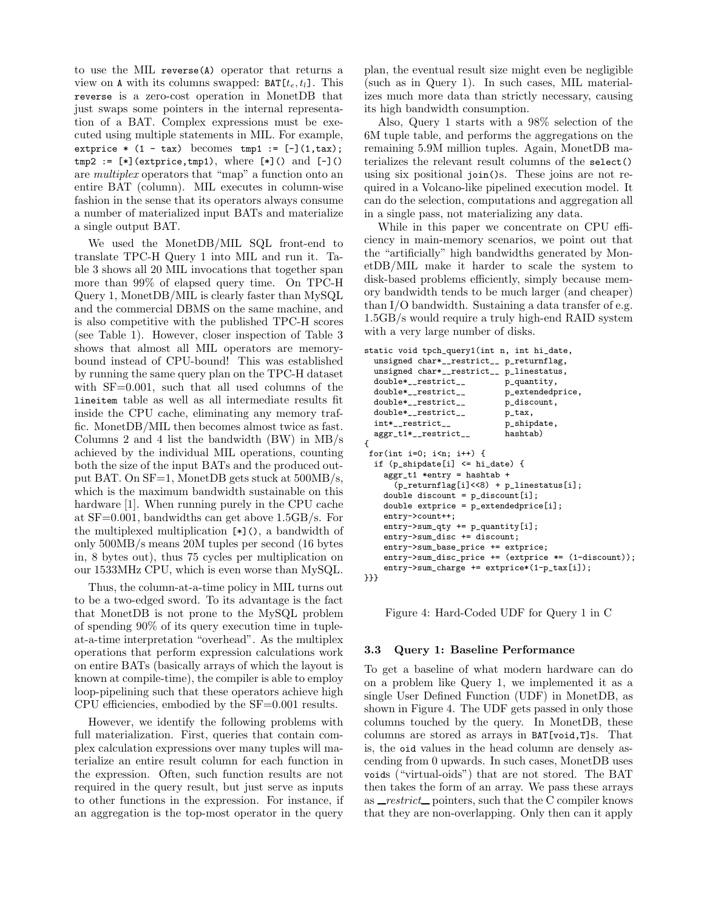to use the MIL `reverse(A)` operator that returns a view on `A` with its columns swapped: `BAT`$[t_e, t_l]$. This `reverse` is a zero-cost operation in MonetDB that just swaps some pointers in the internal representation of a BAT. Complex expressions must be executed using multiple statements in MIL. For example, `extprice * (1 - tax)` becomes `tmp1 := [-](1,tax); tmp2 := [*](extprice,tmp1)`, where `[*]()` and `[-]()` are *multiplex* operators that "map" a function onto an entire BAT (column). MIL executes in column-wise fashion in the sense that its operators always consume a number of materialized input BATs and materialize a single output BAT.

We used the MonetDB/MIL SQL front-end to translate TPC-H Query 1 into MIL and run it. Table 3 shows all 20 MIL invocations that together span more than 99% of elapsed query time. On TPC-H Query 1, MonetDB/MIL is clearly faster than MySQL and the commercial DBMS on the same machine, and is also competitive with the published TPC-H scores (see Table 1). However, closer inspection of Table 3 shows that almost all MIL operators are memory-bound instead of CPU-bound! This was established by running the same query plan on the TPC-H dataset with SF=0.001, such that all used columns of the `lineitem` table as well as all intermediate results fit inside the CPU cache, eliminating any memory traffic. MonetDB/MIL then becomes almost twice as fast. Columns 2 and 4 list the bandwidth (BW) in MB/s achieved by the individual MIL operations, counting both the size of the input BATs and the produced output BAT. On SF=1, MonetDB gets stuck at 500MB/s, which is the maximum bandwidth sustainable on this hardware [1]. When running purely in the CPU cache at SF=0.001, bandwidths can get above 1.5GB/s. For the multiplexed multiplication `[*]()`, a bandwidth of only 500MB/s means 20M tuples per second (16 bytes in, 8 bytes out), thus 75 cycles per multiplication on our 1533MHz CPU, which is even worse than MySQL.

Thus, the column-at-a-time policy in MIL turns out to be a two-edged sword. To its advantage is the fact that MonetDB is not prone to the MySQL problem of spending 90% of its query execution time in tuple-at-a-time interpretation "overhead". As the multiplex operations that perform expression calculations work on entire BATs (basically arrays of which the layout is known at compile-time), the compiler is able to employ loop-pipelining such that these operators achieve high CPU efficiencies, embodied by the SF=0.001 results.

However, we identify the following problems with full materialization. First, queries that contain complex calculation expressions over many tuples will materialize an entire result column for each function in the expression. Often, such function results are not required in the query result, but just serve as inputs to other functions in the expression. For instance, if an aggregation is the top-most operator in the query plan, the eventual result size might even be negligible (such as in Query 1). In such cases, MIL materializes much more data than strictly necessary, causing its high bandwidth consumption.

Also, Query 1 starts with a 98% selection of the 6M tuple table, and performs the aggregations on the remaining 5.9M million tuples. Again, MonetDB materializes the relevant result columns of the `select()` using six positional `join()`s. These joins are not required in a Volcano-like pipelined execution model. It can do the selection, computations and aggregation all in a single pass, not materializing any data.

While in this paper we concentrate on CPU efficiency in main-memory scenarios, we point out that the "artificially" high bandwidths generated by MonetDB/MIL make it harder to scale the system to disk-based problems efficiently, simply because memory bandwidth tends to be much larger (and cheaper) than I/O bandwidth. Sustaining a data transfer of e.g. 1.5GB/s would require a truly high-end RAID system with a very large number of disks.

```
static void tpch_query1(int n, int hi_date,
  unsigned char*__restrict__ p_returnflag,
  unsigned char*__restrict__ p_linestatus,
  double*__restrict__        p_quantity,
  double*__restrict__        p_extendedprice,
  double*__restrict__        p_discount,
  double*__restrict__        p_tax,
  int*__restrict__           p_shipdate,
  aggr_t1*__restrict__       hashtab)
{
 for(int i=0; i<n; i++) {
  if (p_shipdate[i] <= hi_date) {
    aggr_t1 *entry = hashtab +
      (p_returnflag[i]<<8) + p_linestatus[i];
    double discount = p_discount[i];
    double extprice = p_extendedprice[i];
    entry->count++;
    entry->sum_qty += p_quantity[i];
    entry->sum_disc += discount;
    entry->sum_base_price += extprice;
    entry->sum_disc_price += (extprice *= (1-discount));
    entry->sum_charge += extprice*(1-p_tax[i]);
}}}
```

Figure 4: Hard-Coded UDF for Query 1 in C

### 3.3 Query 1: Baseline Performance

To get a baseline of what modern hardware can do on a problem like Query 1, we implemented it as a single User Defined Function (UDF) in MonetDB, as shown in Figure 4. The UDF gets passed in only those columns touched by the query. In MonetDB, these columns are stored as arrays in `BAT[void,T]`s. That is, the `oid` values in the head column are densely ascending from 0 upwards. In such cases, MonetDB uses `void`s ("virtual-oids") that are not stored. The BAT then takes the form of an array. We pass these arrays as *\_\_restrict\_\_* pointers, such that the C compiler knows that they are non-overlapping. Only then can it apply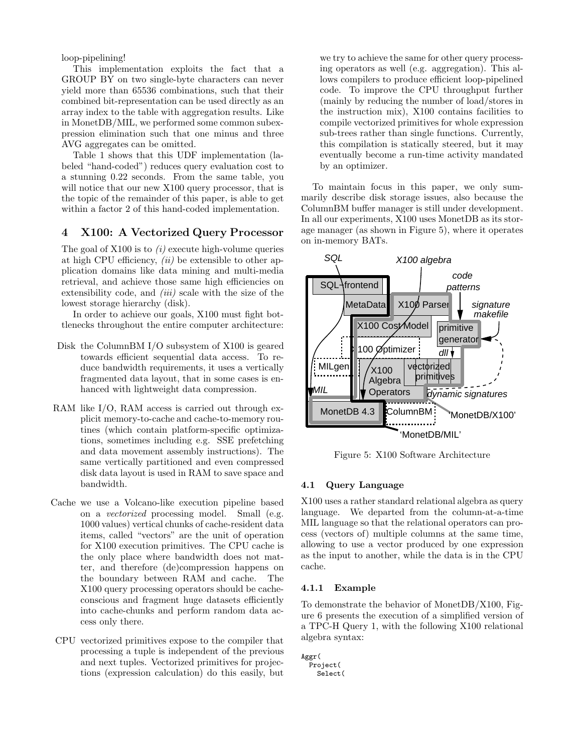loop-pipelining!

This implementation exploits the fact that a GROUP BY on two single-byte characters can never yield more than 65536 combinations, such that their combined bit-representation can be used directly as an array index to the table with aggregation results. Like in MonetDB/MIL, we performed some common subexpression elimination such that one minus and three AVG aggregates can be omitted.

Table 1 shows that this UDF implementation (labeled "hand-coded") reduces query evaluation cost to a stunning 0.22 seconds. From the same table, you will notice that our new X100 query processor, that is the topic of the remainder of this paper, is able to get within a factor 2 of this hand-coded implementation.

## 4 X100: A Vectorized Query Processor

The goal of X100 is to *(i)* execute high-volume queries at high CPU efficiency, *(ii)* be extensible to other application domains like data mining and multi-media retrieval, and achieve those same high efficiencies on extensibility code, and *(iii)* scale with the size of the lowest storage hierarchy (disk).

In order to achieve our goals, X100 must fight bottlenecks throughout the entire computer architecture:

- **Disk** the ColumnBM I/O subsystem of X100 is geared towards efficient sequential data access. To reduce bandwidth requirements, it uses a vertically fragmented data layout, that in some cases is enhanced with lightweight data compression.
- **RAM** like I/O, RAM access is carried out through explicit memory-to-cache and cache-to-memory routines (which contain platform-specific optimizations, sometimes including e.g. SSE prefetching and data movement assembly instructions). The same vertically partitioned and even compressed disk data layout is used in RAM to save space and bandwidth.
- **Cache** we use a Volcano-like execution pipeline based on a *vectorized* processing model. Small (e.g. 1000 values) vertical chunks of cache-resident data items, called "vectors" are the unit of operation for X100 execution primitives. The CPU cache is the only place where bandwidth does not matter, and therefore (de)compression happens on the boundary between RAM and cache. The X100 query processing operators should be cache-conscious and fragment huge datasets efficiently into cache-chunks and perform random data access only there.
- **CPU** vectorized primitives expose to the compiler that processing a tuple is independent of the previous and next tuples. Vectorized primitives for projections (expression calculation) do this easily, but we try to achieve the same for other query processing operators as well (e.g. aggregation). This allows compilers to produce efficient loop-pipelined code. To improve the CPU throughput further (mainly by reducing the number of load/stores in the instruction mix), X100 contains facilities to compile vectorized primitives for whole expression sub-trees rather than single functions. Currently, this compilation is statically steered, but it may eventually become a run-time activity mandated by an optimizer.

To maintain focus in this paper, we only summarily describe disk storage issues, also because the ColumnBM buffer manager is still under development. In all our experiments, X100 uses MonetDB as its storage manager (as shown in Figure 5), where it operates on in-memory BATs.

Figure 5: X100 Software Architecture

### 4.1 Query Language

X100 uses a rather standard relational algebra as query language. We departed from the column-at-a-time MIL language so that the relational operators can process (vectors of) multiple columns at the same time, allowing to use a vector produced by one expression as the input to another, while the data is in the CPU cache.

#### 4.1.1 Example

To demonstrate the behavior of MonetDB/X100, Figure 6 presents the execution of a simplified version of a TPC-H Query 1, with the following X100 relational algebra syntax:

```
Aggr(
  Project(
    Select(
```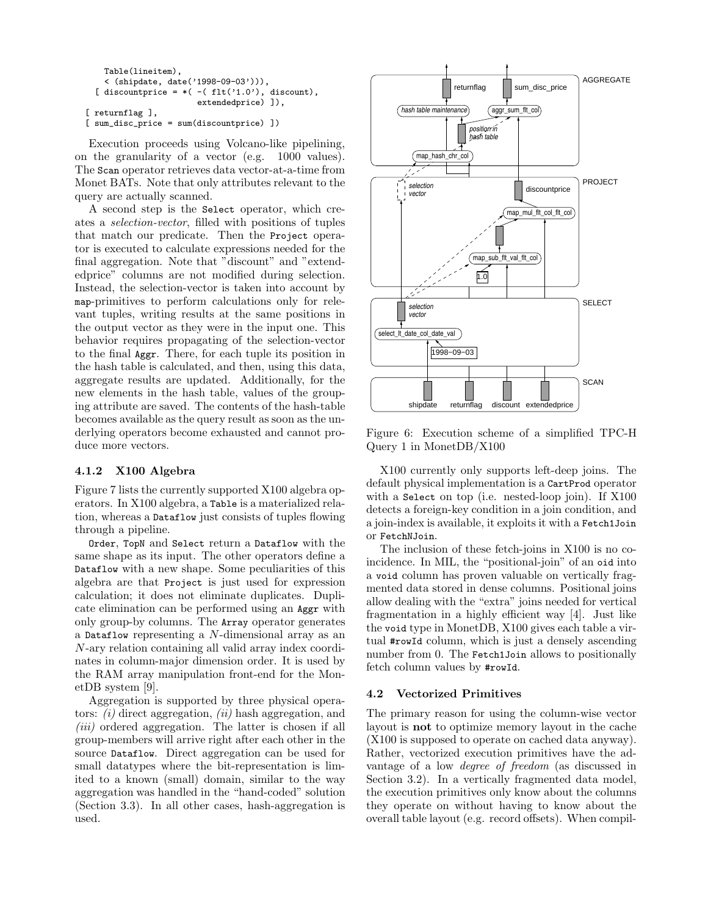```
    Table(lineitem),
    < (shipdate, date('1998-09-03'))),
  [ discountprice = *( -( flt('1.0'), discount),
                       extendedprice) ]),
[ returnflag ],
[ sum_disc_price = sum(discountprice) ])
```

Execution proceeds using Volcano-like pipelining, on the granularity of a vector (e.g. 1000 values). The Scan operator retrieves data vector-at-a-time from Monet BATs. Note that only attributes relevant to the query are actually scanned.

A second step is the Select operator, which creates a *selection-vector*, filled with positions of tuples that match our predicate. Then the Project operator is executed to calculate expressions needed for the final aggregation. Note that "discount" and "extendedprice" columns are not modified during selection. Instead, the selection-vector is taken into account by map-primitives to perform calculations only for relevant tuples, writing results at the same positions in the output vector as they were in the input one. This behavior requires propagating of the selection-vector to the final Aggr. There, for each tuple its position in the hash table is calculated, and then, using this data, aggregate results are updated. Additionally, for the new elements in the hash table, values of the grouping attribute are saved. The contents of the hash-table becomes available as the query result as soon as the underlying operators become exhausted and cannot produce more vectors.

#### 4.1.2 X100 Algebra

Figure 7 lists the currently supported X100 algebra operators. In X100 algebra, a Table is a materialized relation, whereas a Dataflow just consists of tuples flowing through a pipeline.

Order, TopN and Select return a Dataflow with the same shape as its input. The other operators define a Dataflow with a new shape. Some peculiarities of this algebra are that Project is just used for expression calculation; it does not eliminate duplicates. Duplicate elimination can be performed using an Aggr with only group-by columns. The Array operator generates a Dataflow representing a $N$-dimensional array as an $N$-ary relation containing all valid array index coordinates in column-major dimension order. It is used by the RAM array manipulation front-end for the MonetDB system [9].

Aggregation is supported by three physical operators: *(i)* direct aggregation, *(ii)* hash aggregation, and *(iii)* ordered aggregation. The latter is chosen if all group-members will arrive right after each other in the source Dataflow. Direct aggregation can be used for small datatypes where the bit-representation is limited to a known (small) domain, similar to the way aggregation was handled in the "hand-coded" solution (Section 3.3). In all other cases, hash-aggregation is used.

Figure 6: Execution scheme of a simplified TPC-H Query 1 in MonetDB/X100

X100 currently only supports left-deep joins. The default physical implementation is a CartProd operator with a Select on top (i.e. nested-loop join). If X100 detects a foreign-key condition in a join condition, and a join-index is available, it exploits it with a Fetch1Join or FetchNJoin.

The inclusion of these fetch-joins in X100 is no coincidence. In MIL, the "positional-join" of an oid into a void column has proven valuable on vertically fragmented data stored in dense columns. Positional joins allow dealing with the "extra" joins needed for vertical fragmentation in a highly efficient way [4]. Just like the void type in MonetDB, X100 gives each table a virtual #rowId column, which is just a densely ascending number from 0. The Fetch1Join allows to positionally fetch column values by #rowId.

### 4.2 Vectorized Primitives

The primary reason for using the column-wise vector layout is **not** to optimize memory layout in the cache (X100 is supposed to operate on cached data anyway). Rather, vectorized execution primitives have the advantage of a low *degree of freedom* (as discussed in Section 3.2). In a vertically fragmented data model, the execution primitives only know about the columns they operate on without having to know about the overall table layout (e.g. record offsets). When compil-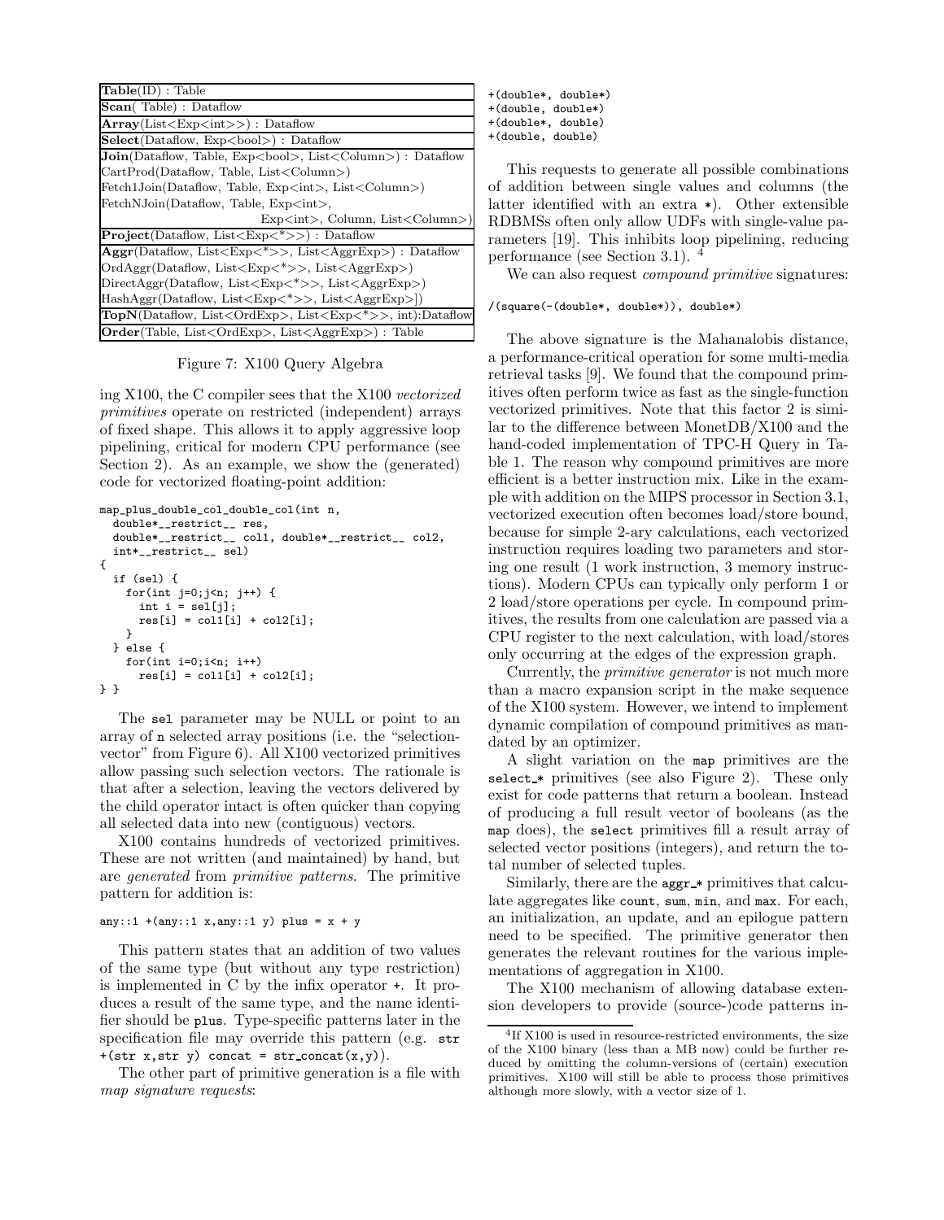| **Table**(ID) : Table |
|---|
| **Scan**( Table) : Dataflow |
| **Array**(List<Exp<int>>) : Dataflow |
| **Select**(Dataflow, Exp<bool>) : Dataflow |
| **Join**(Dataflow, Table, Exp<bool>, List<Column>) : Dataflow |
| CartProd(Dataflow, Table, List<Column>) |
| Fetch1Join(Dataflow, Table, Exp<int>, List<Column>) |
| FetchNJoin(Dataflow, Table, Exp<int>, Exp<int>, Column, List<Column>) |
| **Project**(Dataflow, List<Exp<*>>) : Dataflow |
| **Aggr**(Dataflow, List<Exp<*>>, List<AggrExp>) : Dataflow |
| OrdAggr(Dataflow, List<Exp<*>>, List<AggrExp>) |
| DirectAggr(Dataflow, List<Exp<*>>, List<AggrExp>) |
| HashAggr(Dataflow, List<Exp<*>>, List<AggrExp>]) |
| **TopN**(Dataflow, List<OrdExp>, List<Exp<*>>, int):Dataflow |
| **Order**(Table, List<OrdExp>, List<AggrExp>) : Table |

Figure 7: X100 Query Algebra

ing X100, the C compiler sees that the X100 *vectorized primitives* operate on restricted (independent) arrays of fixed shape. This allows it to apply aggressive loop pipelining, critical for modern CPU performance (see Section 2). As an example, we show the (generated) code for vectorized floating-point addition:

```
map_plus_double_col_double_col(int n,
  double*__restrict__ res,
  double*__restrict__ col1, double*__restrict__ col2,
  int*__restrict__ sel)
{
  if (sel) {
    for(int j=0;j<n; j++) {
      int i = sel[j];
      res[i] = col1[i] + col2[i];
    }
  } else {
    for(int i=0;i<n; i++)
      res[i] = col1[i] + col2[i];
} }
```

The sel parameter may be NULL or point to an array of n selected array positions (i.e. the "selection-vector" from Figure 6). All X100 vectorized primitives allow passing such selection vectors. The rationale is that after a selection, leaving the vectors delivered by the child operator intact is often quicker than copying all selected data into new (contiguous) vectors.

X100 contains hundreds of vectorized primitives. These are not written (and maintained) by hand, but are *generated* from *primitive patterns*. The primitive pattern for addition is:

```
any::1 +(any::1 x,any::1 y) plus = x + y
```

This pattern states that an addition of two values of the same type (but without any type restriction) is implemented in C by the infix operator +. It produces a result of the same type, and the name identifier should be plus. Type-specific patterns later in the specification file may override this pattern (e.g. str +(str x,str y) concat = str_concat(x,y)).

The other part of primitive generation is a file with *map signature requests*:

```
+(double*, double*)
+(double, double*)
+(double*, double)
+(double, double)
```

This requests to generate all possible combinations of addition between single values and columns (the latter identified with an extra *). Other extensible RDBMSs often only allow UDFs with single-value parameters [19]. This inhibits loop pipelining, reducing performance (see Section 3.1). [4]

We can also request *compound primitive* signatures:

```
/(square(-(double*, double*)), double*)
```

The above signature is the Mahanalobis distance, a performance-critical operation for some multi-media retrieval tasks [9]. We found that the compound primitives often perform twice as fast as the single-function vectorized primitives. Note that this factor 2 is similar to the difference between MonetDB/X100 and the hand-coded implementation of TPC-H Query in Table 1. The reason why compound primitives are more efficient is a better instruction mix. Like in the example with addition on the MIPS processor in Section 3.1, vectorized execution often becomes load/store bound, because for simple 2-ary calculations, each vectorized instruction requires loading two parameters and storing one result (1 work instruction, 3 memory instructions). Modern CPUs can typically only perform 1 or 2 load/store operations per cycle. In compound primitives, the results from one calculation are passed via a CPU register to the next calculation, with load/stores only occurring at the edges of the expression graph.

Currently, the *primitive generator* is not much more than a macro expansion script in the make sequence of the X100 system. However, we intend to implement dynamic compilation of compound primitives as mandated by an optimizer.

A slight variation on the map primitives are the select_* primitives (see also Figure 2). These only exist for code patterns that return a boolean. Instead of producing a full result vector of booleans (as the map does), the select primitives fill a result array of selected vector positions (integers), and return the total number of selected tuples.

Similarly, there are the aggr_* primitives that calculate aggregates like count, sum, min, and max. For each, an initialization, an update, and an epilogue pattern need to be specified. The primitive generator then generates the relevant routines for the various implementations of aggregation in X100.

The X100 mechanism of allowing database extension developers to provide (source-)code patterns in-

[4] If X100 is used in resource-restricted environments, the size of the X100 binary (less than a MB now) could be further reduced by omitting the column-versions of (certain) execution primitives. X100 will still be able to process those primitives although more slowly, with a vector size of 1.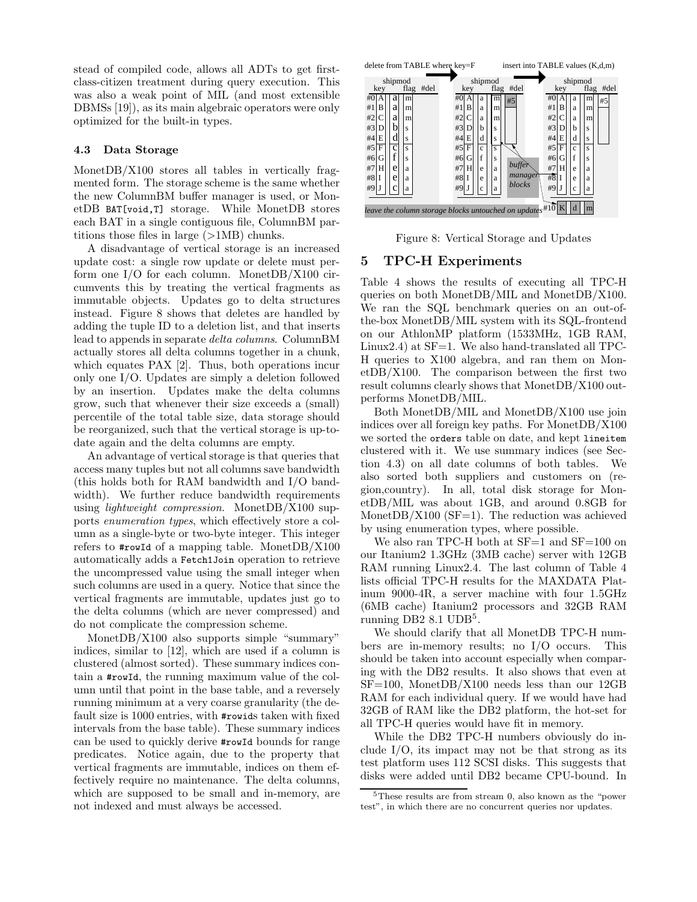stead of compiled code, allows all ADTs to get first-class-citizen treatment during query execution. This was also a weak point of MIL (and most extensible DBMSs [19]), as its main algebraic operators were only optimized for the built-in types.

### 4.3 Data Storage

MonetDB/X100 stores all tables in vertically fragmented form. The storage scheme is the same whether the new ColumnBM buffer manager is used, or MonetDB `BAT[void,T]` storage. While MonetDB stores each BAT in a single contiguous file, ColumnBM partitions those files in large (>1MB) chunks.

A disadvantage of vertical storage is an increased update cost: a single row update or delete must perform one I/O for each column. MonetDB/X100 circumvents this by treating the vertical fragments as immutable objects. Updates go to delta structures instead. Figure 8 shows that deletes are handled by adding the tuple ID to a deletion list, and that inserts lead to appends in separate *delta columns*. ColumnBM actually stores all delta columns together in a chunk, which equates PAX [2]. Thus, both operations incur only one I/O. Updates are simply a deletion followed by an insertion. Updates make the delta columns grow, such that whenever their size exceeds a (small) percentile of the total table size, data storage should be reorganized, such that the vertical storage is up-to-date again and the delta columns are empty.

An advantage of vertical storage is that queries that access many tuples but not all columns save bandwidth (this holds both for RAM bandwidth and I/O bandwidth). We further reduce bandwidth requirements using *lightweight compression*. MonetDB/X100 supports *enumeration types*, which effectively store a column as a single-byte or two-byte integer. This integer refers to `#rowId` of a mapping table. MonetDB/X100 automatically adds a `Fetch1Join` operation to retrieve the uncompressed value using the small integer when such columns are used in a query. Notice that since the vertical fragments are immutable, updates just go to the delta columns (which are never compressed) and do not complicate the compression scheme.

MonetDB/X100 also supports simple "summary" indices, similar to [12], which are used if a column is clustered (almost sorted). These summary indices contain a `#rowId`, the running maximum value of the column until that point in the base table, and a reversely running minimum at a very coarse granularity (the default size is 1000 entries, with `#rowid`s taken with fixed intervals from the base table). These summary indices can be used to quickly derive `#rowId` bounds for range predicates. Notice again, due to the property that vertical fragments are immutable, indices on them effectively require no maintenance. The delta columns, which are supposed to be small and in-memory, are not indexed and must always be accessed.

Figure 8: Vertical Storage and Updates

## 5 TPC-H Experiments

Table 4 shows the results of executing all TPC-H queries on both MonetDB/MIL and MonetDB/X100. We ran the SQL benchmark queries on an out-of-the-box MonetDB/MIL system with its SQL-frontend on our AthlonMP platform (1533MHz, 1GB RAM, Linux2.4) at SF=1. We also hand-translated all TPC-H queries to X100 algebra, and ran them on MonetDB/X100. The comparison between the first two result columns clearly shows that MonetDB/X100 outperforms MonetDB/MIL.

Both MonetDB/MIL and MonetDB/X100 use join indices over all foreign key paths. For MonetDB/X100 we sorted the `orders` table on date, and kept `lineitem` clustered with it. We use summary indices (see Section 4.3) on all date columns of both tables. We also sorted both suppliers and customers on (region,country). In all, total disk storage for MonetDB/MIL was about 1GB, and around 0.8GB for MonetDB/X100 (SF=1). The reduction was achieved by using enumeration types, where possible.

We also ran TPC-H both at SF=1 and SF=100 on our Itanium2 1.3GHz (3MB cache) server with 12GB RAM running Linux2.4. The last column of Table 4 lists official TPC-H results for the MAXDATA Platinum 9000-4R, a server machine with four 1.5GHz (6MB cache) Itanium2 processors and 32GB RAM running DB2 8.1 UDB[5].

We should clarify that all MonetDB TPC-H numbers are in-memory results; no I/O occurs. This should be taken into account especially when comparing with the DB2 results. It also shows that even at SF=100, MonetDB/X100 needs less than our 12GB RAM for each individual query. If we would have had 32GB of RAM like the DB2 platform, the hot-set for all TPC-H queries would have fit in memory.

While the DB2 TPC-H numbers obviously do include I/O, its impact may not be that strong as its test platform uses 112 SCSI disks. This suggests that disks were added until DB2 became CPU-bound. In

[5] These results are from stream 0, also known as the "power test", in which there are no concurrent queries nor updates.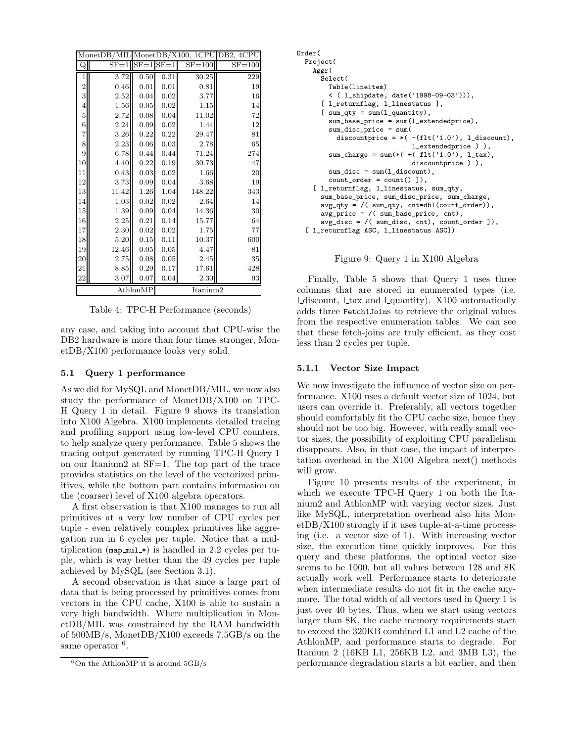| | MonetDB/MIL | MonetDB/X100, 1CPU | | | DB2, 4CPU |
|---|---|---|---|---|---|
| Q | SF=1 | SF=1 | SF=1 | SF=100 | SF=100 |
| 1 | 3.72 | 0.50 | 0.31 | 30.25 | 229 |
| 2 | 0.46 | 0.01 | 0.01 | 0.81 | 19 |
| 3 | 2.52 | 0.04 | 0.02 | 3.77 | 16 |
| 4 | 1.56 | 0.05 | 0.02 | 1.15 | 14 |
| 5 | 2.72 | 0.08 | 0.04 | 11.02 | 72 |
| 6 | 2.24 | 0.09 | 0.02 | 1.44 | 12 |
| 7 | 3.26 | 0.22 | 0.22 | 29.47 | 81 |
| 8 | 2.23 | 0.06 | 0.03 | 2.78 | 65 |
| 9 | 6.78 | 0.44 | 0.44 | 71.24 | 274 |
| 10 | 4.40 | 0.22 | 0.19 | 30.73 | 47 |
| 11 | 0.43 | 0.03 | 0.02 | 1.66 | 20 |
| 12 | 3.73 | 0.09 | 0.04 | 3.68 | 19 |
| 13 | 11.42 | 1.26 | 1.04 | 148.22 | 343 |
| 14 | 1.03 | 0.02 | 0.02 | 2.64 | 14 |
| 15 | 1.39 | 0.09 | 0.04 | 14.36 | 30 |
| 16 | 2.25 | 0.21 | 0.14 | 15.77 | 64 |
| 17 | 2.30 | 0.02 | 0.02 | 1.75 | 77 |
| 18 | 5.20 | 0.15 | 0.11 | 10.37 | 600 |
| 19 | 12.46 | 0.05 | 0.05 | 4.47 | 81 |
| 20 | 2.75 | 0.08 | 0.05 | 2.45 | 35 |
| 21 | 8.85 | 0.29 | 0.17 | 17.61 | 428 |
| 22 | 3.07 | 0.07 | 0.04 | 2.30 | 93 |
| | AthlonMP | | Itanium2 | | |

Table 4: TPC-H Performance (seconds)

any case, and taking into account that CPU-wise the DB2 hardware is more than four times stronger, MonetDB/X100 performance looks very solid.

### 5.1 Query 1 performance

As we did for MySQL and MonetDB/MIL, we now also study the performance of MonetDB/X100 on TPC-H Query 1 in detail. Figure 9 shows its translation into X100 Algebra. X100 implements detailed tracing and profiling support using low-level CPU counters, to help analyze query performance. Table 5 shows the tracing output generated by running TPC-H Query 1 on our Itanium2 at SF=1. The top part of the trace provides statistics on the level of the vectorized primitives, while the bottom part contains information on the (coarser) level of X100 algebra operators.

A first observation is that X100 manages to run all primitives at a very low number of CPU cycles per tuple - even relatively complex primitives like aggregation run in 6 cycles per tuple. Notice that a multiplication (map_mul_*) is handled in 2.2 cycles per tuple, which is way better than the 49 cycles per tuple achieved by MySQL (see Section 3.1).

A second observation is that since a large part of data that is being processed by primitives comes from vectors in the CPU cache, X100 is able to sustain a very high bandwidth. Where multiplication in MonetDB/MIL was constrained by the RAM bandwidth of 500MB/s, MonetDB/X100 exceeds 7.5GB/s on the same operator [6].

[6] On the AthlonMP it is around 5GB/s

```
Order(
  Project(
    Aggr(
      Select(
        Table(lineitem)
        < ( l_shipdate, date('1998-09-03'))),
      [ l_returnflag, l_linestatus ],
      [ sum_qty = sum(l_quantity),
        sum_base_price = sum(l_extendedprice),
        sum_disc_price = sum(
          discountprice = *( -(flt('1.0'), l_discount),
                            l_extendedprice ) ),
        sum_charge = sum(*( +( flt('1.0'), l_tax),
                            discountprice ) ),
        sum_disc = sum(l_discount),
        count_order = count() ]),
    [ l_returnflag, l_linestatus, sum_qty,
      sum_base_price, sum_disc_price, sum_charge,
      avg_qty = /( sum_qty, cnt=dbl(count_order)),
      avg_price = /( sum_base_price, cnt),
      avg_disc = /( sum_disc, cnt), count_order ]),
  [ l_returnflag ASC, l_linestatus ASC])
```

Figure 9: Query 1 in X100 Algebra

Finally, Table 5 shows that Query 1 uses three columns that are stored in enumerated types (i.e. l_discount, l_tax and l_quantity). X100 automatically adds three Fetch1Joins to retrieve the original values from the respective enumeration tables. We can see that these fetch-joins are truly efficient, as they cost less than 2 cycles per tuple.

#### 5.1.1 Vector Size Impact

We now investigate the influence of vector size on performance. X100 uses a default vector size of 1024, but users can override it. Preferably, all vectors together should comfortably fit the CPU cache size, hence they should not be too big. However, with really small vector sizes, the possibility of exploiting CPU parallelism disappears. Also, in that case, the impact of interpretation overhead in the X100 Algebra next() methods will grow.

Figure 10 presents results of the experiment, in which we execute TPC-H Query 1 on both the Itanium2 and AthlonMP with varying vector sizes. Just like MySQL, interpretation overhead also hits MonetDB/X100 strongly if it uses tuple-at-a-time processing (i.e. a vector size of 1). With increasing vector size, the execution time quickly improves. For this query and these platforms, the optimal vector size seems to be 1000, but all values between 128 and 8K actually work well. Performance starts to deteriorate when intermediate results do not fit in the cache anymore. The total width of all vectors used in Query 1 is just over 40 bytes. Thus, when we start using vectors larger than 8K, the cache memory requirements start to exceed the 320KB combined L1 and L2 cache of the AthlonMP, and performance starts to degrade. For Itanium 2 (16KB L1, 256KB L2, and 3MB L3), the performance degradation starts a bit earlier, and then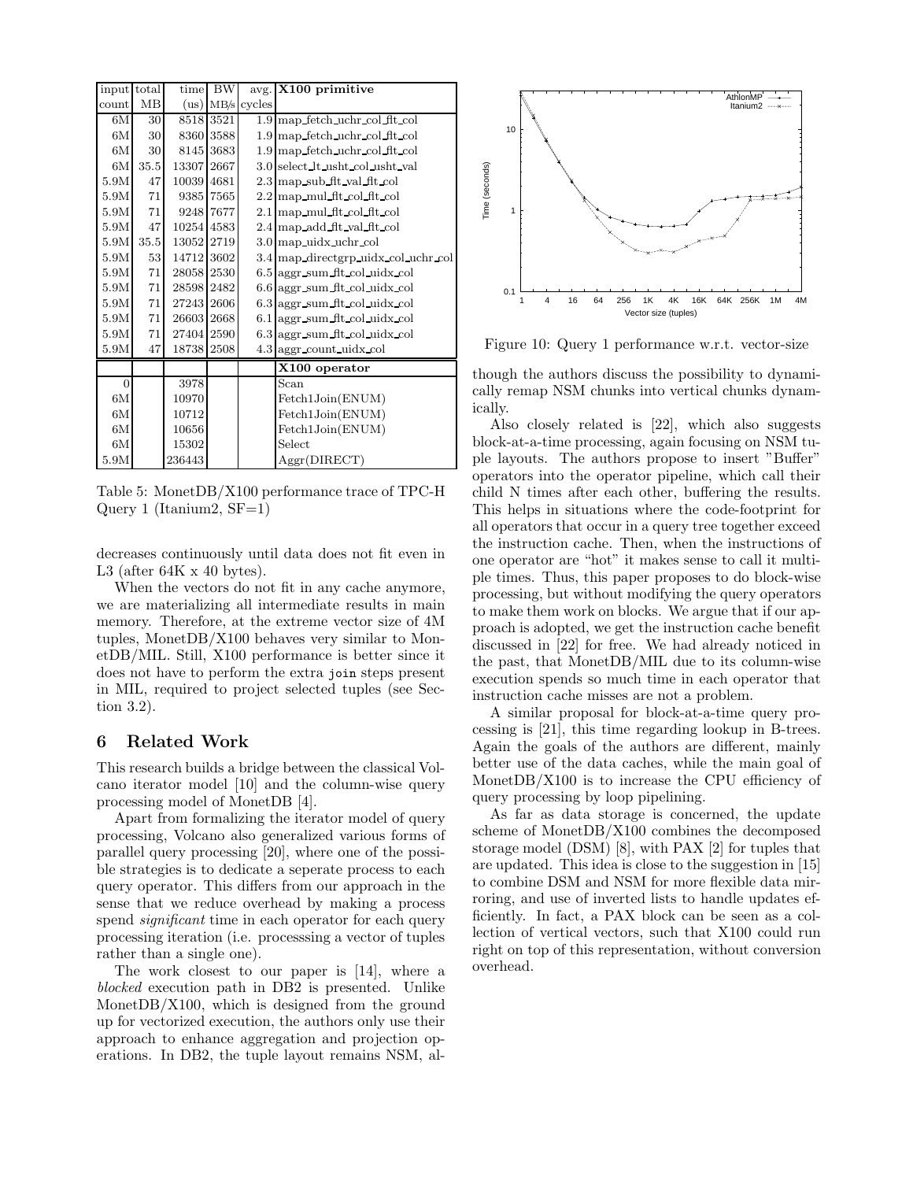| input count | total MB | time (us) | BW MB/s | avg. cycles | X100 primitive |
|---|---|---|---|---|---|
| 6M | 30 | 8518 | 3521 | 1.9 | map_fetch_uchr_col_flt_col |
| 6M | 30 | 8360 | 3588 | 1.9 | map_fetch_uchr_col_flt_col |
| 6M | 30 | 8145 | 3683 | 1.9 | map_fetch_uchr_col_flt_col |
| 6M | 35.5 | 13307 | 2667 | 3.0 | select_lt_usht_col_usht_val |
| 5.9M | 47 | 10039 | 4681 | 2.3 | map_sub_flt_val_flt_col |
| 5.9M | 71 | 9385 | 7565 | 2.2 | map_mul_flt_col_flt_col |
| 5.9M | 71 | 9248 | 7677 | 2.1 | map_mul_flt_col_flt_col |
| 5.9M | 47 | 10254 | 4583 | 2.4 | map_add_flt_val_flt_col |
| 5.9M | 35.5 | 13052 | 2719 | 3.0 | map_uidx_uchr_col |
| 5.9M | 53 | 14712 | 3602 | 3.4 | map_directgrp_uidx_col_uchr_col |
| 5.9M | 71 | 28058 | 2530 | 6.5 | aggr_sum_flt_col_uidx_col |
| 5.9M | 71 | 28598 | 2482 | 6.6 | aggr_sum_flt_col_uidx_col |
| 5.9M | 71 | 27243 | 2606 | 6.3 | aggr_sum_flt_col_uidx_col |
| 5.9M | 71 | 26603 | 2668 | 6.1 | aggr_sum_flt_col_uidx_col |
| 5.9M | 71 | 27404 | 2590 | 6.3 | aggr_sum_flt_col_uidx_col |
| 5.9M | 47 | 18738 | 2508 | 4.3 | aggr_count_uidx_col |
| | | | | | **X100 operator** |
| 0 | | 3978 | | | Scan |
| 6M | | 10970 | | | Fetch1Join(ENUM) |
| 6M | | 10712 | | | Fetch1Join(ENUM) |
| 6M | | 10656 | | | Fetch1Join(ENUM) |
| 6M | | 15302 | | | Select |
| 5.9M | | 236443 | | | Aggr(DIRECT) |

Table 5: MonetDB/X100 performance trace of TPC-H Query 1 (Itanium2, SF=1)

decreases continuously until data does not fit even in L3 (after 64K x 40 bytes).

When the vectors do not fit in any cache anymore, we are materializing all intermediate results in main memory. Therefore, at the extreme vector size of 4M tuples, MonetDB/X100 behaves very similar to MonetDB/MIL. Still, X100 performance is better since it does not have to perform the extra join steps present in MIL, required to project selected tuples (see Section 3.2).

## 6 Related Work

This research builds a bridge between the classical Volcano iterator model [10] and the column-wise query processing model of MonetDB [4].

Apart from formalizing the iterator model of query processing, Volcano also generalized various forms of parallel query processing [20], where one of the possible strategies is to dedicate a seperate process to each query operator. This differs from our approach in the sense that we reduce overhead by making a process spend *significant* time in each operator for each query processing iteration (i.e. processsing a vector of tuples rather than a single one).

The work closest to our paper is [14], where a *blocked* execution path in DB2 is presented. Unlike MonetDB/X100, which is designed from the ground up for vectorized execution, the authors only use their approach to enhance aggregation and projection operations. In DB2, the tuple layout remains NSM, although the authors discuss the possibility to dynamically remap NSM chunks into vertical chunks dynamically.

Figure 10: Query 1 performance w.r.t. vector-size

Also closely related is [22], which also suggests block-at-a-time processing, again focusing on NSM tuple layouts. The authors propose to insert "Buffer" operators into the operator pipeline, which call their child N times after each other, buffering the results. This helps in situations where the code-footprint for all operators that occur in a query tree together exceed the instruction cache. Then, when the instructions of one operator are "hot" it makes sense to call it multiple times. Thus, this paper proposes to do block-wise processing, but without modifying the query operators to make them work on blocks. We argue that if our approach is adopted, we get the instruction cache benefit discussed in [22] for free. We had already noticed in the past, that MonetDB/MIL due to its column-wise execution spends so much time in each operator that instruction cache misses are not a problem.

A similar proposal for block-at-a-time query processing is [21], this time regarding lookup in B-trees. Again the goals of the authors are different, mainly better use of the data caches, while the main goal of MonetDB/X100 is to increase the CPU efficiency of query processing by loop pipelining.

As far as data storage is concerned, the update scheme of MonetDB/X100 combines the decomposed storage model (DSM) [8], with PAX [2] for tuples that are updated. This idea is close to the suggestion in [15] to combine DSM and NSM for more flexible data mirroring, and use of inverted lists to handle updates efficiently. In fact, a PAX block can be seen as a collection of vertical vectors, such that X100 could run right on top of this representation, without conversion overhead.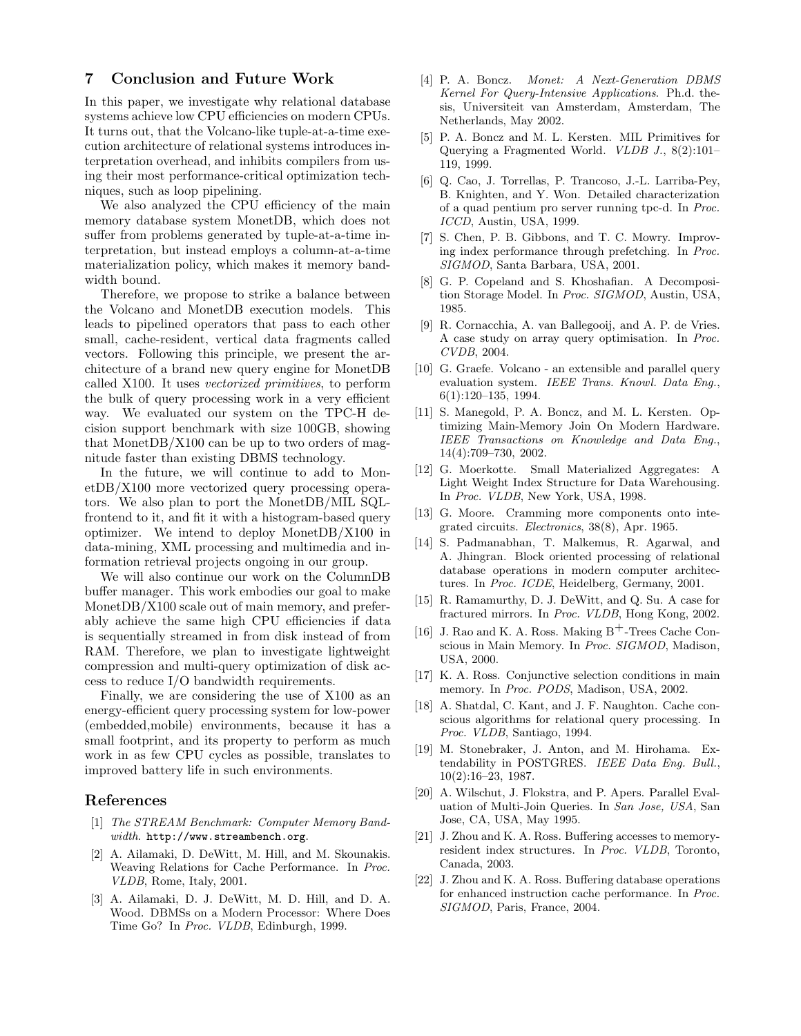## 7 Conclusion and Future Work

In this paper, we investigate why relational database systems achieve low CPU efficiencies on modern CPUs. It turns out, that the Volcano-like tuple-at-a-time execution architecture of relational systems introduces interpretation overhead, and inhibits compilers from using their most performance-critical optimization techniques, such as loop pipelining.

We also analyzed the CPU efficiency of the main memory database system MonetDB, which does not suffer from problems generated by tuple-at-a-time interpretation, but instead employs a column-at-a-time materialization policy, which makes it memory bandwidth bound.

Therefore, we propose to strike a balance between the Volcano and MonetDB execution models. This leads to pipelined operators that pass to each other small, cache-resident, vertical data fragments called vectors. Following this principle, we present the architecture of a brand new query engine for MonetDB called X100. It uses *vectorized primitives*, to perform the bulk of query processing work in a very efficient way. We evaluated our system on the TPC-H decision support benchmark with size 100GB, showing that MonetDB/X100 can be up to two orders of magnitude faster than existing DBMS technology.

In the future, we will continue to add to MonetDB/X100 more vectorized query processing operators. We also plan to port the MonetDB/MIL SQL-frontend to it, and fit it with a histogram-based query optimizer. We intend to deploy MonetDB/X100 in data-mining, XML processing and multimedia and information retrieval projects ongoing in our group.

We will also continue our work on the ColumnDB buffer manager. This work embodies our goal to make MonetDB/X100 scale out of main memory, and preferably achieve the same high CPU efficiencies if data is sequentially streamed in from disk instead of from RAM. Therefore, we plan to investigate lightweight compression and multi-query optimization of disk access to reduce I/O bandwidth requirements.

Finally, we are considering the use of X100 as an energy-efficient query processing system for low-power (embedded,mobile) environments, because it has a small footprint, and its property to perform as much work in as few CPU cycles as possible, translates to improved battery life in such environments.

## References

[1] *The STREAM Benchmark: Computer Memory Bandwidth*. `http://www.streambench.org`.

[2] A. Ailamaki, D. DeWitt, M. Hill, and M. Skounakis. Weaving Relations for Cache Performance. In *Proc. VLDB*, Rome, Italy, 2001.

[3] A. Ailamaki, D. J. DeWitt, M. D. Hill, and D. A. Wood. DBMSs on a Modern Processor: Where Does Time Go? In *Proc. VLDB*, Edinburgh, 1999.

[4] P. A. Boncz. *Monet: A Next-Generation DBMS Kernel For Query-Intensive Applications*. Ph.d. thesis, Universiteit van Amsterdam, Amsterdam, The Netherlands, May 2002.

[5] P. A. Boncz and M. L. Kersten. MIL Primitives for Querying a Fragmented World. *VLDB J.*, 8(2):101–119, 1999.

[6] Q. Cao, J. Torrellas, P. Trancoso, J.-L. Larriba-Pey, B. Knighten, and Y. Won. Detailed characterization of a quad pentium pro server running tpc-d. In *Proc. ICCD*, Austin, USA, 1999.

[7] S. Chen, P. B. Gibbons, and T. C. Mowry. Improving index performance through prefetching. In *Proc. SIGMOD*, Santa Barbara, USA, 2001.

[8] G. P. Copeland and S. Khoshafian. A Decomposition Storage Model. In *Proc. SIGMOD*, Austin, USA, 1985.

[9] R. Cornacchia, A. van Ballegooij, and A. P. de Vries. A case study on array query optimisation. In *Proc. CVDB*, 2004.

[10] G. Graefe. Volcano - an extensible and parallel query evaluation system. *IEEE Trans. Knowl. Data Eng.*, 6(1):120–135, 1994.

[11] S. Manegold, P. A. Boncz, and M. L. Kersten. Optimizing Main-Memory Join On Modern Hardware. *IEEE Transactions on Knowledge and Data Eng.*, 14(4):709–730, 2002.

[12] G. Moerkotte. Small Materialized Aggregates: A Light Weight Index Structure for Data Warehousing. In *Proc. VLDB*, New York, USA, 1998.

[13] G. Moore. Cramming more components onto integrated circuits. *Electronics*, 38(8), Apr. 1965.

[14] S. Padmanabhan, T. Malkemus, R. Agarwal, and A. Jhingran. Block oriented processing of relational database operations in modern computer architectures. In *Proc. ICDE*, Heidelberg, Germany, 2001.

[15] R. Ramamurthy, D. J. DeWitt, and Q. Su. A case for fractured mirrors. In *Proc. VLDB*, Hong Kong, 2002.

[16] J. Rao and K. A. Ross. Making $B^+$-Trees Cache Conscious in Main Memory. In *Proc. SIGMOD*, Madison, USA, 2000.

[17] K. A. Ross. Conjunctive selection conditions in main memory. In *Proc. PODS*, Madison, USA, 2002.

[18] A. Shatdal, C. Kant, and J. F. Naughton. Cache conscious algorithms for relational query processing. In *Proc. VLDB*, Santiago, 1994.

[19] M. Stonebraker, J. Anton, and M. Hirohama. Extendability in POSTGRES. *IEEE Data Eng. Bull.*, 10(2):16–23, 1987.

[20] A. Wilschut, J. Flokstra, and P. Apers. Parallel Evaluation of Multi-Join Queries. In *San Jose, USA*, San Jose, CA, USA, May 1995.

[21] J. Zhou and K. A. Ross. Buffering accesses to memory-resident index structures. In *Proc. VLDB*, Toronto, Canada, 2003.

[22] J. Zhou and K. A. Ross. Buffering database operations for enhanced instruction cache performance. In *Proc. SIGMOD*, Paris, France, 2004.